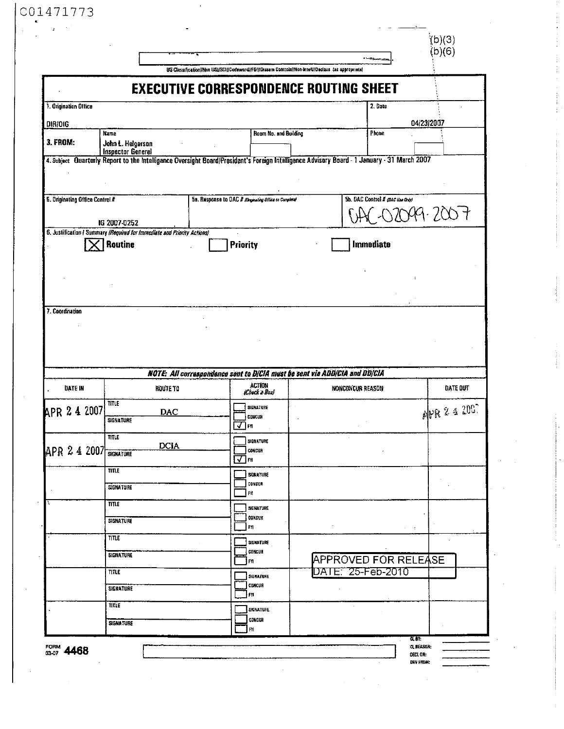C01471773

(b)(3)
(b)(6)

US Classification//Non US//SCI//Codeword//FGI//Dissem Controls//Non-Intel//Declass (as appropriate)

# EXECUTIVE CORRESPONDENCE ROUTING SHEET

| | | | |
|---|---|---|---|
| 1. Origination Office<br>DIR/OIG | | | 2. Date<br>04/23/2007 |
| 3. FROM: | Name<br>John L. Helgerson<br>Inspector General | Room No. and Building | Phone |
| 4. Subject Quarterly Report to the Intelligence Oversight Board/President's Foreign Intelligence Advisory Board - 1 January - 31 March 2007 | | | |
| 5. Originating Office Control #<br>IG 2007-0252 | 5a. Response to DAC # *(Originating Office to Complete)* | 5b. DAC Control # *(DAC Use Only)*<br>DAC-02099-2007 | |

6. Justification / Summary *(Required for Immediate and Priority Actions)*

[X] Routine [ ] Priority [ ] Immediate

7. Coordination

***NOTE: All correspondence sent to D/CIA must be sent via ADD/CIA and DD/CIA***

| DATE IN | ROUTE TO | ACTION *(Check a Box)* | NONCONCUR REASON | DATE OUT |
|---|---|---|---|---|
| APR 24 2007 | TITLE DAC<br>SIGNATURE | [ ] SIGNATURE<br>[ ] CONCUR<br>[✓] FYI | | APR 24 2007 |
| APR 24 2007 | TITLE DCIA<br>SIGNATURE | [ ] SIGNATURE<br>[ ] CONCUR<br>[✓] FYI | | |
| | TITLE<br>SIGNATURE | [ ] SIGNATURE<br>[ ] CONCUR<br>[ ] FYI | | |
| | TITLE<br>SIGNATURE | [ ] SIGNATURE<br>[ ] CONCUR<br>[ ] FYI | | |
| | TITLE<br>SIGNATURE | [ ] SIGNATURE<br>[ ] CONCUR<br>[ ] FYI | | |
| | TITLE<br>SIGNATURE | [ ] SIGNATURE<br>[ ] CONCUR<br>[ ] FYI | | |
| | TITLE<br>SIGNATURE | [ ] SIGNATURE<br>[ ] CONCUR<br>[ ] FYI | | |

APPROVED FOR RELEASE
DATE: 25-Feb-2010

FORM 03-07 4468

CL BY:
CL REASON:
DECL ON:
DRV FROM: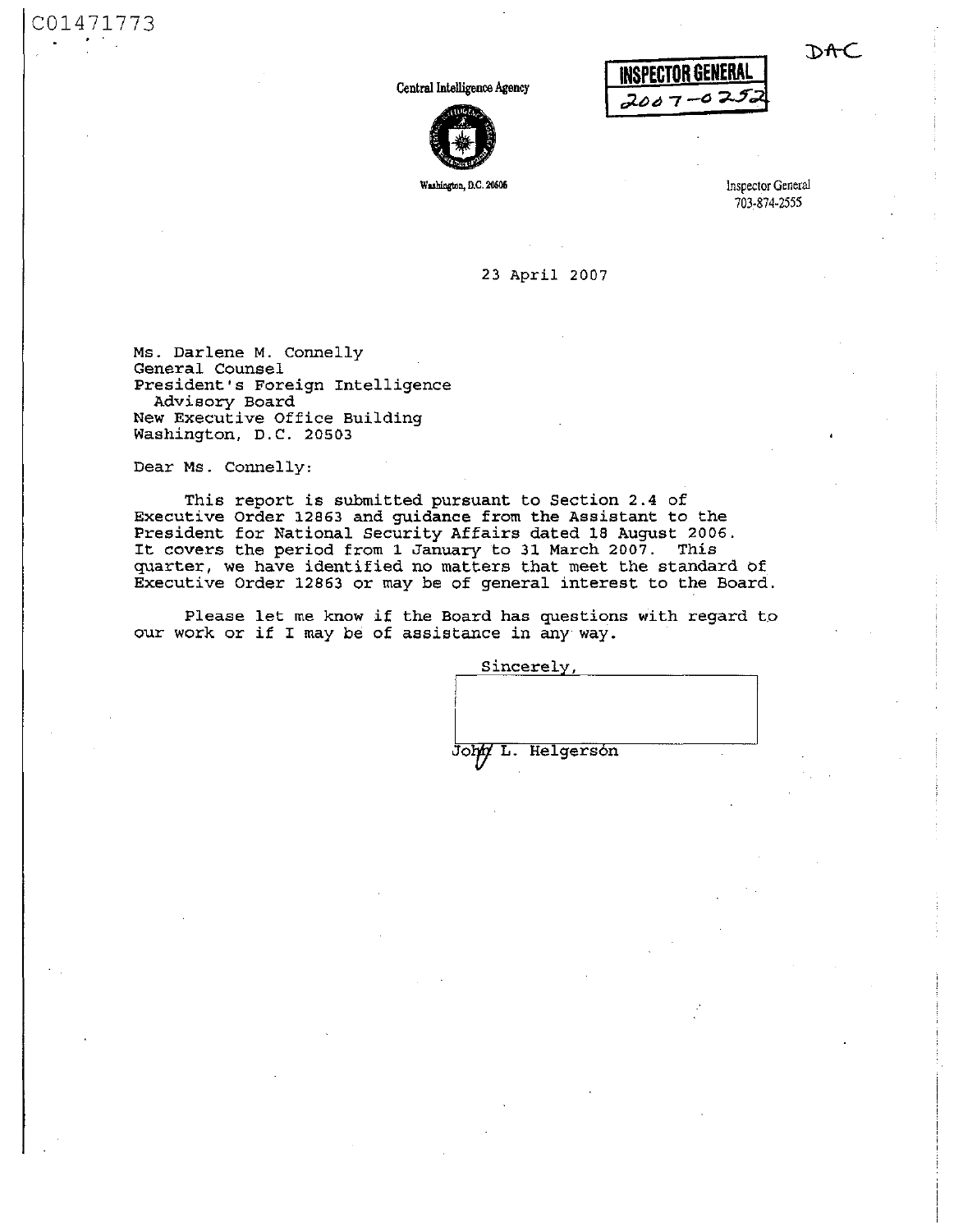C01471773

DAC

Central Intelligence Agency

Washington, D.C. 20505

**INSPECTOR GENERAL**
2007-0252

Inspector General
703-874-2555

23 April 2007

Ms. Darlene M. Connelly
General Counsel
President's Foreign Intelligence
Advisory Board
New Executive Office Building
Washington, D.C. 20503

Dear Ms. Connelly:

This report is submitted pursuant to Section 2.4 of Executive Order 12863 and guidance from the Assistant to the President for National Security Affairs dated 18 August 2006. It covers the period from 1 January to 31 March 2007. This quarter, we have identified no matters that meet the standard of Executive Order 12863 or may be of general interest to the Board.

Please let me know if the Board has questions with regard to our work or if I may be of assistance in any way.

Sincerely,

John L. Helgerson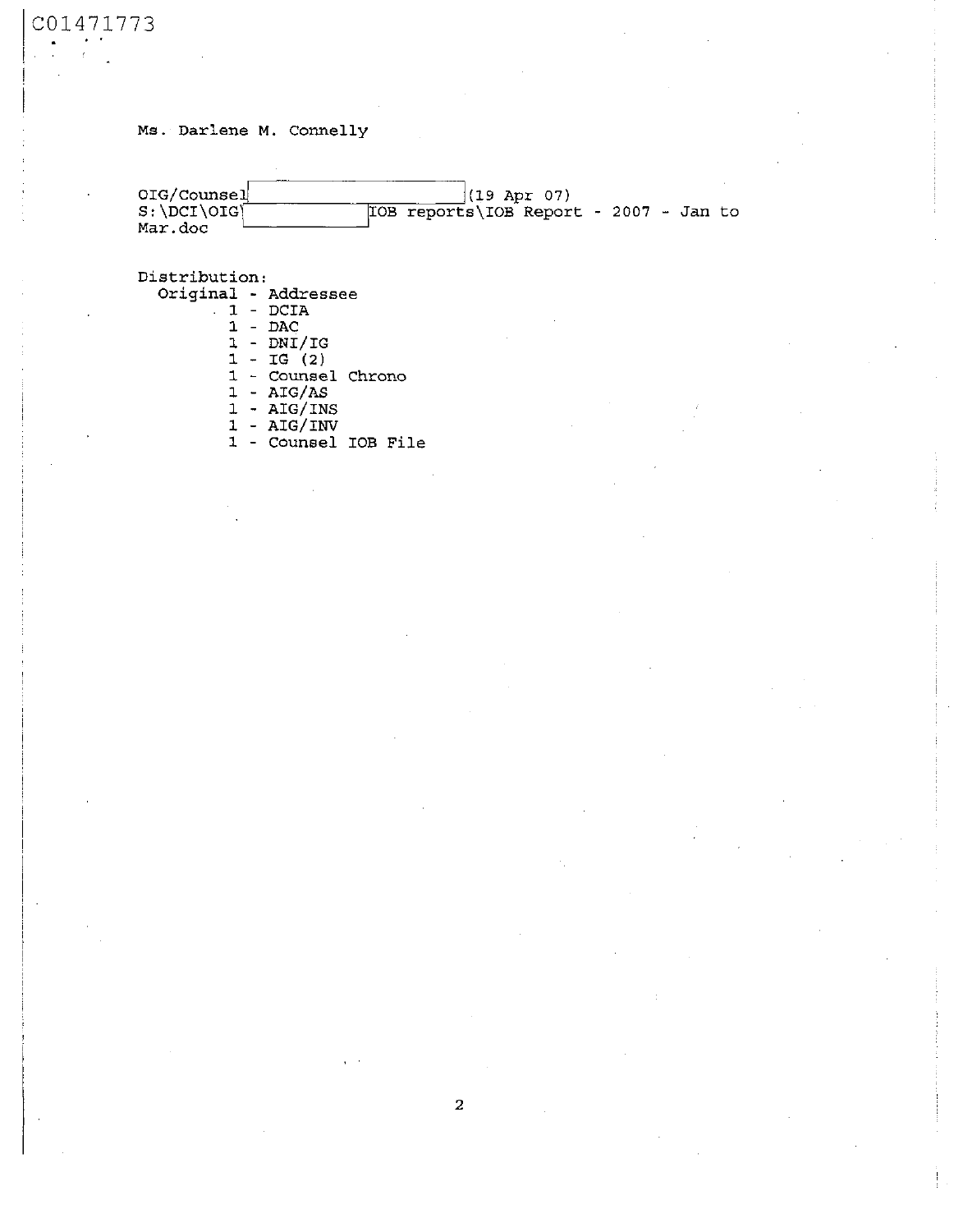C01471773

Ms. Darlene M. Connelly

OIG/Counsel[ ](19 Apr 07)
S:\DCI\OIG\[ ]IOB reports\IOB Report - 2007 - Jan to Mar.doc

Distribution:
Original - Addressee
1 - DCIA
1 - DAC
1 - DNI/IG
1 - IG (2)
1 - Counsel Chrono
1 - AIG/AS
1 - AIG/INS
1 - AIG/INV
1 - Counsel IOB File